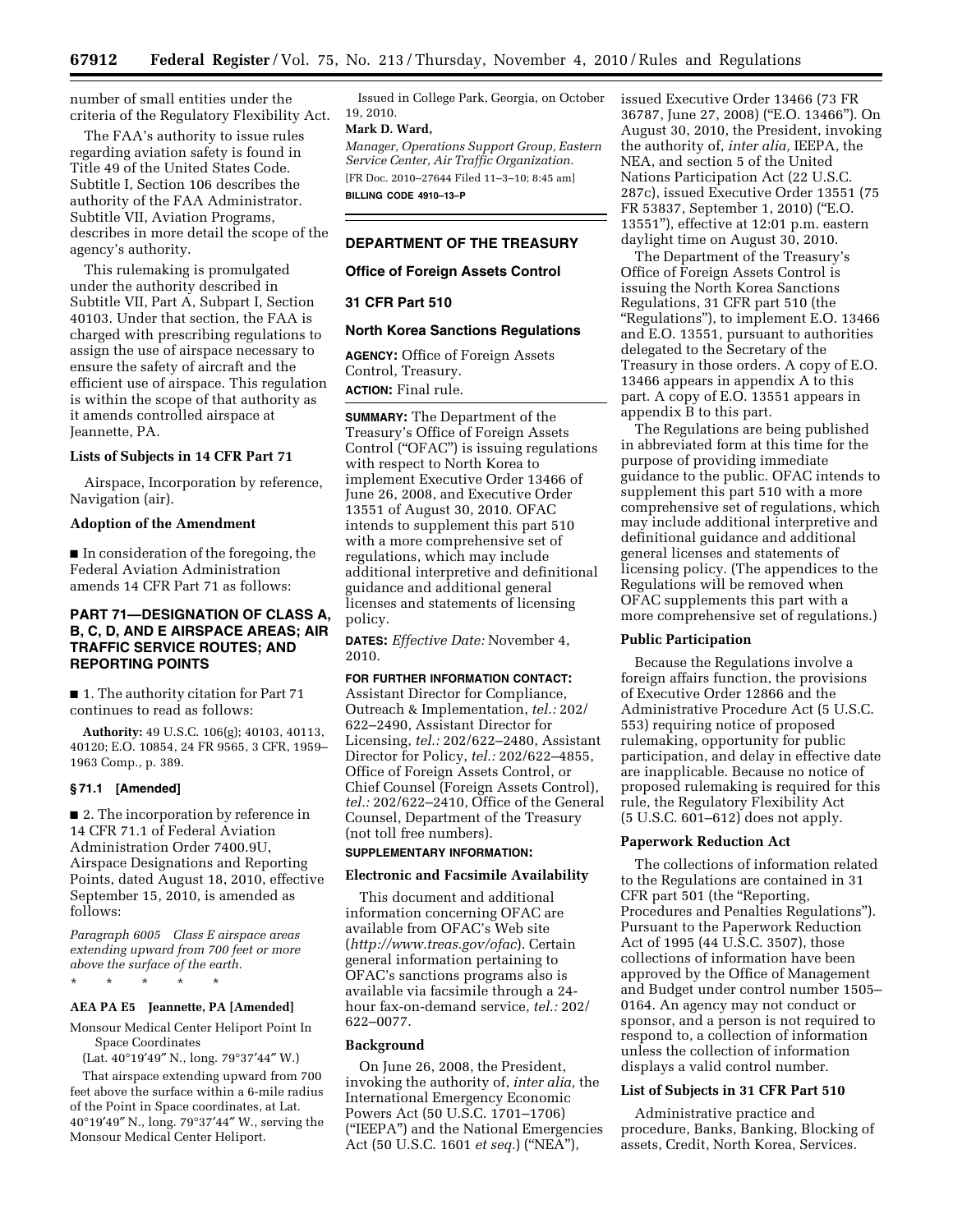number of small entities under the criteria of the Regulatory Flexibility Act.

The FAA's authority to issue rules regarding aviation safety is found in Title 49 of the United States Code. Subtitle I, Section 106 describes the authority of the FAA Administrator. Subtitle VII, Aviation Programs, describes in more detail the scope of the agency's authority.

This rulemaking is promulgated under the authority described in Subtitle VII, Part A, Subpart I, Section 40103. Under that section, the FAA is charged with prescribing regulations to assign the use of airspace necessary to ensure the safety of aircraft and the efficient use of airspace. This regulation is within the scope of that authority as it amends controlled airspace at Jeannette, PA.

### Lists of Subjects in 14 CFR Part 71

Airspace, Incorporation by reference, Navigation (air).

### Adoption of the Amendment

■ In consideration of the foregoing, the Federal Aviation Administration amends 14 CFR Part 71 as follows:

## PART 71—DESIGNATION OF CLASS A, B, C, D, AND E AIRSPACE AREAS; AIR TRAFFIC SERVICE ROUTES; AND REPORTING POINTS

■ 1. The authority citation for Part 71 continues to read as follows:

**Authority:** 49 U.S.C. 106(g); 40103, 40113, 40120; E.O. 10854, 24 FR 9565, 3 CFR, 1959–1963 Comp., p. 389.

### § 71.1 [Amended]

■ 2. The incorporation by reference in 14 CFR 71.1 of Federal Aviation Administration Order 7400.9U, Airspace Designations and Reporting Points, dated August 18, 2010, effective September 15, 2010, is amended as follows:

*Paragraph 6005 Class E airspace areas extending upward from 700 feet or more above the surface of the earth.*

\* \* \* \* \*

**AEA PA E5 Jeannette, PA [Amended]**

Monsour Medical Center Heliport Point In Space Coordinates

(Lat. 40°19′49″ N., long. 79°37′44″ W.)

That airspace extending upward from 700 feet above the surface within a 6-mile radius of the Point in Space coordinates, at Lat. 40°19′49″ N., long. 79°37′44″ W., serving the Monsour Medical Center Heliport.

Issued in College Park, Georgia, on October 19, 2010.

**Mark D. Ward,**

*Manager, Operations Support Group, Eastern Service Center, Air Traffic Organization.*

[FR Doc. 2010–27644 Filed 11–3–10; 8:45 am]

**BILLING CODE 4910–13–P**

## DEPARTMENT OF THE TREASURY

### Office of Foreign Assets Control

### 31 CFR Part 510

### North Korea Sanctions Regulations

**AGENCY:** Office of Foreign Assets Control, Treasury.

**ACTION:** Final rule.

**SUMMARY:** The Department of the Treasury's Office of Foreign Assets Control ("OFAC") is issuing regulations with respect to North Korea to implement Executive Order 13466 of June 26, 2008, and Executive Order 13551 of August 30, 2010. OFAC intends to supplement this part 510 with a more comprehensive set of regulations, which may include additional interpretive and definitional guidance and additional general licenses and statements of licensing policy.

**DATES:** *Effective Date:* November 4, 2010.

**FOR FURTHER INFORMATION CONTACT:** Assistant Director for Compliance, Outreach & Implementation, *tel.:* 202/622–2490, Assistant Director for Licensing, *tel.:* 202/622–2480, Assistant Director for Policy, *tel.:* 202/622–4855, Office of Foreign Assets Control, or Chief Counsel (Foreign Assets Control), *tel.:* 202/622–2410, Office of the General Counsel, Department of the Treasury (not toll free numbers).

**SUPPLEMENTARY INFORMATION:**

### Electronic and Facsimile Availability

This document and additional information concerning OFAC are available from OFAC's Web site (*http://www.treas.gov/ofac*). Certain general information pertaining to OFAC's sanctions programs also is available via facsimile through a 24-hour fax-on-demand service, *tel.:* 202/622–0077.

### Background

On June 26, 2008, the President, invoking the authority of, *inter alia,* the International Emergency Economic Powers Act (50 U.S.C. 1701–1706) ("IEEPA") and the National Emergencies Act (50 U.S.C. 1601 *et seq.*) ("NEA"), issued Executive Order 13466 (73 FR 36787, June 27, 2008) ("E.O. 13466"). On August 30, 2010, the President, invoking the authority of, *inter alia,* IEEPA, the NEA, and section 5 of the United Nations Participation Act (22 U.S.C. 287c), issued Executive Order 13551 (75 FR 53837, September 1, 2010) ("E.O. 13551"), effective at 12:01 p.m. eastern daylight time on August 30, 2010.

The Department of the Treasury's Office of Foreign Assets Control is issuing the North Korea Sanctions Regulations, 31 CFR part 510 (the "Regulations"), to implement E.O. 13466 and E.O. 13551, pursuant to authorities delegated to the Secretary of the Treasury in those orders. A copy of E.O. 13466 appears in appendix A to this part. A copy of E.O. 13551 appears in appendix B to this part.

The Regulations are being published in abbreviated form at this time for the purpose of providing immediate guidance to the public. OFAC intends to supplement this part 510 with a more comprehensive set of regulations, which may include additional interpretive and definitional guidance and additional general licenses and statements of licensing policy. (The appendices to the Regulations will be removed when OFAC supplements this part with a more comprehensive set of regulations.)

### Public Participation

Because the Regulations involve a foreign affairs function, the provisions of Executive Order 12866 and the Administrative Procedure Act (5 U.S.C. 553) requiring notice of proposed rulemaking, opportunity for public participation, and delay in effective date are inapplicable. Because no notice of proposed rulemaking is required for this rule, the Regulatory Flexibility Act (5 U.S.C. 601–612) does not apply.

### Paperwork Reduction Act

The collections of information related to the Regulations are contained in 31 CFR part 501 (the "Reporting, Procedures and Penalties Regulations"). Pursuant to the Paperwork Reduction Act of 1995 (44 U.S.C. 3507), those collections of information have been approved by the Office of Management and Budget under control number 1505–0164. An agency may not conduct or sponsor, and a person is not required to respond to, a collection of information unless the collection of information displays a valid control number.

### List of Subjects in 31 CFR Part 510

Administrative practice and procedure, Banks, Banking, Blocking of assets, Credit, North Korea, Services.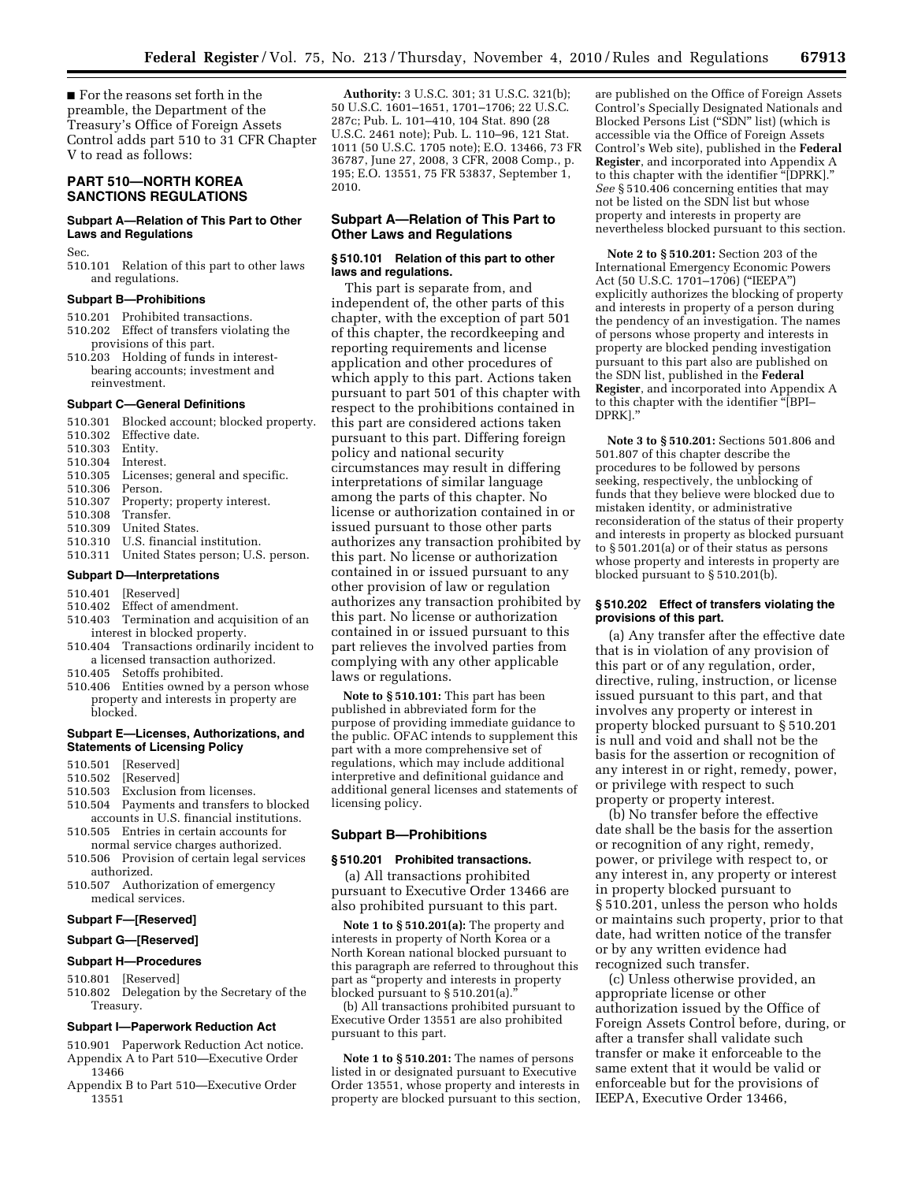■ For the reasons set forth in the preamble, the Department of the Treasury's Office of Foreign Assets Control adds part 510 to 31 CFR Chapter V to read as follows:

## PART 510—NORTH KOREA SANCTIONS REGULATIONS

### Subpart A—Relation of This Part to Other Laws and Regulations

Sec.

510.101 Relation of this part to other laws and regulations.

### Subpart B—Prohibitions

510.201 Prohibited transactions.

510.202 Effect of transfers violating the provisions of this part.

510.203 Holding of funds in interest-bearing accounts; investment and reinvestment.

### Subpart C—General Definitions

510.301 Blocked account; blocked property.

510.302 Effective date.

510.303 Entity.

510.304 Interest.

510.305 Licenses; general and specific.

510.306 Person.

510.307 Property; property interest.

510.308 Transfer.

510.309 United States.

510.310 U.S. financial institution.

510.311 United States person; U.S. person.

### Subpart D—Interpretations

510.401 [Reserved]

510.402 Effect of amendment.

510.403 Termination and acquisition of an interest in blocked property.

510.404 Transactions ordinarily incident to a licensed transaction authorized.

510.405 Setoffs prohibited.

510.406 Entities owned by a person whose property and interests in property are blocked.

### Subpart E—Licenses, Authorizations, and Statements of Licensing Policy

510.501 [Reserved]

510.502 [Reserved]

510.503 Exclusion from licenses.

510.504 Payments and transfers to blocked accounts in U.S. financial institutions.

510.505 Entries in certain accounts for normal service charges authorized.

510.506 Provision of certain legal services authorized.

510.507 Authorization of emergency medical services.

### Subpart F—[Reserved]

### Subpart G—[Reserved]

### Subpart H—Procedures

510.801 [Reserved]

510.802 Delegation by the Secretary of the Treasury.

### Subpart I—Paperwork Reduction Act

510.901 Paperwork Reduction Act notice.

Appendix A to Part 510—Executive Order 13466

Appendix B to Part 510—Executive Order 13551

**Authority:** 3 U.S.C. 301; 31 U.S.C. 321(b); 50 U.S.C. 1601–1651, 1701–1706; 22 U.S.C. 287c; Pub. L. 101–410, 104 Stat. 890 (28 U.S.C. 2461 note); Pub. L. 110–96, 121 Stat. 1011 (50 U.S.C. 1705 note); E.O. 13466, 73 FR 36787, June 27, 2008, 3 CFR, 2008 Comp., p. 195; E.O. 13551, 75 FR 53837, September 1, 2010.

### Subpart A—Relation of This Part to Other Laws and Regulations

#### § 510.101 Relation of this part to other laws and regulations.

This part is separate from, and independent of, the other parts of this chapter, with the exception of part 501 of this chapter, the recordkeeping and reporting requirements and license application and other procedures of which apply to this part. Actions taken pursuant to part 501 of this chapter with respect to the prohibitions contained in this part are considered actions taken pursuant to this part. Differing foreign policy and national security circumstances may result in differing interpretations of similar language among the parts of this chapter. No license or authorization contained in or issued pursuant to those other parts authorizes any transaction prohibited by this part. No license or authorization contained in or issued pursuant to any other provision of law or regulation authorizes any transaction prohibited by this part. No license or authorization contained in or issued pursuant to this part relieves the involved parties from complying with any other applicable laws or regulations.

**Note to § 510.101:** This part has been published in abbreviated form for the purpose of providing immediate guidance to the public. OFAC intends to supplement this part with a more comprehensive set of regulations, which may include additional interpretive and definitional guidance and additional general licenses and statements of licensing policy.

### Subpart B—Prohibitions

#### § 510.201 Prohibited transactions.

(a) All transactions prohibited pursuant to Executive Order 13466 are also prohibited pursuant to this part.

**Note 1 to § 510.201(a):** The property and interests in property of North Korea or a North Korean national blocked pursuant to this paragraph are referred to throughout this part as "property and interests in property blocked pursuant to § 510.201(a)."

(b) All transactions prohibited pursuant to Executive Order 13551 are also prohibited pursuant to this part.

**Note 1 to § 510.201:** The names of persons listed in or designated pursuant to Executive Order 13551, whose property and interests in property are blocked pursuant to this section, are published on the Office of Foreign Assets Control's Specially Designated Nationals and Blocked Persons List ("SDN" list) (which is accessible via the Office of Foreign Assets Control's Web site), published in the **Federal Register**, and incorporated into Appendix A to this chapter with the identifier "[DPRK]." *See* § 510.406 concerning entities that may not be listed on the SDN list but whose property and interests in property are nevertheless blocked pursuant to this section.

**Note 2 to § 510.201:** Section 203 of the International Emergency Economic Powers Act (50 U.S.C. 1701–1706) ("IEEPA") explicitly authorizes the blocking of property and interests in property of a person during the pendency of an investigation. The names of persons whose property and interests in property are blocked pending investigation pursuant to this part also are published on the SDN list, published in the **Federal Register**, and incorporated into Appendix A to this chapter with the identifier "[BPI–DPRK]."

**Note 3 to § 510.201:** Sections 501.806 and 501.807 of this chapter describe the procedures to be followed by persons seeking, respectively, the unblocking of funds that they believe were blocked due to mistaken identity, or administrative reconsideration of the status of their property and interests in property as blocked pursuant to § 501.201(a) or of their status as persons whose property and interests in property are blocked pursuant to § 510.201(b).

#### § 510.202 Effect of transfers violating the provisions of this part.

(a) Any transfer after the effective date that is in violation of any provision of this part or of any regulation, order, directive, ruling, instruction, or license issued pursuant to this part, and that involves any property or interest in property blocked pursuant to § 510.201 is null and void and shall not be the basis for the assertion or recognition of any interest in or right, remedy, power, or privilege with respect to such property or property interest.

(b) No transfer before the effective date shall be the basis for the assertion or recognition of any right, remedy, power, or privilege with respect to, or any interest in, any property or interest in property blocked pursuant to § 510.201, unless the person who holds or maintains such property, prior to that date, had written notice of the transfer or by any written evidence had recognized such transfer.

(c) Unless otherwise provided, an appropriate license or other authorization issued by the Office of Foreign Assets Control before, during, or after a transfer shall validate such transfer or make it enforceable to the same extent that it would be valid or enforceable but for the provisions of IEEPA, Executive Order 13466,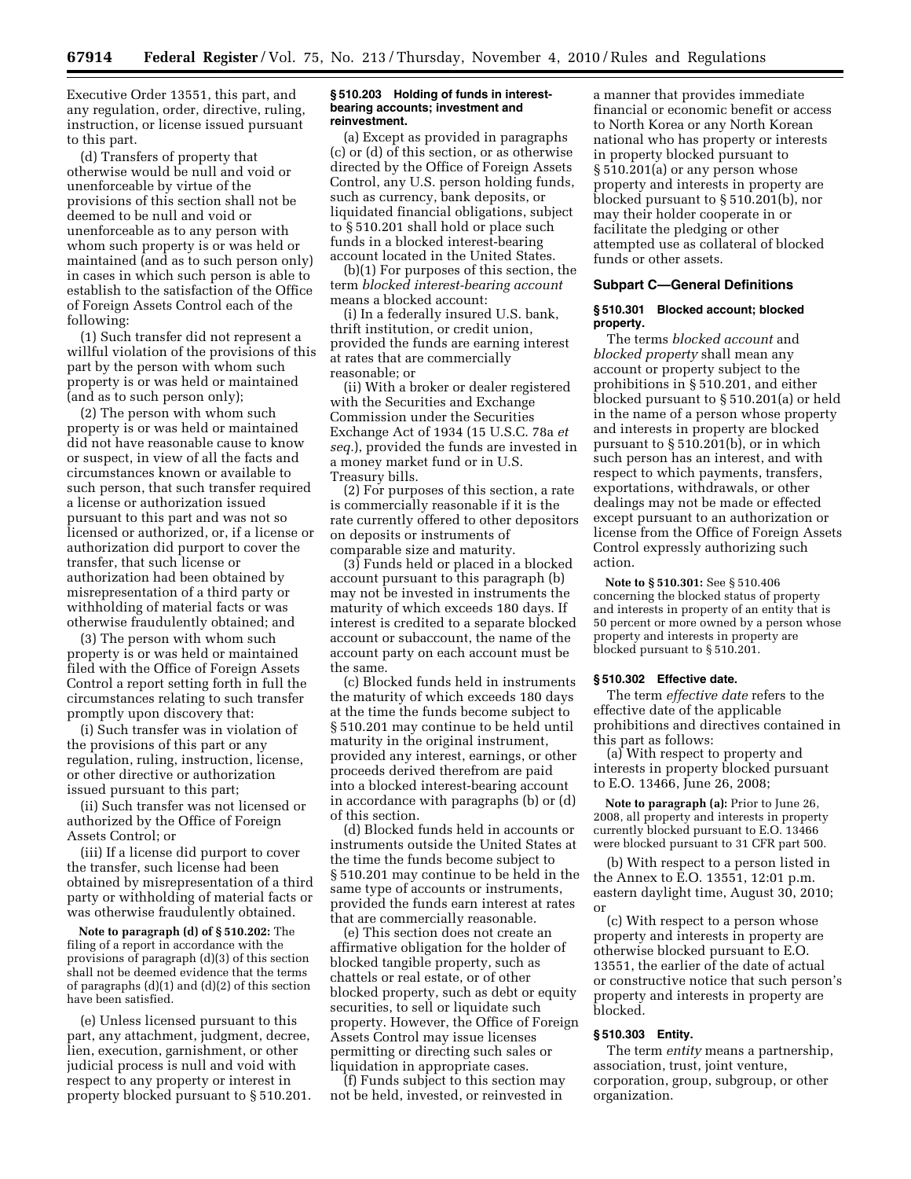Executive Order 13551, this part, and any regulation, order, directive, ruling, instruction, or license issued pursuant to this part.

(d) Transfers of property that otherwise would be null and void or unenforceable by virtue of the provisions of this section shall not be deemed to be null and void or unenforceable as to any person with whom such property is or was held or maintained (and as to such person only) in cases in which such person is able to establish to the satisfaction of the Office of Foreign Assets Control each of the following:

(1) Such transfer did not represent a willful violation of the provisions of this part by the person with whom such property is or was held or maintained (and as to such person only);

(2) The person with whom such property is or was held or maintained did not have reasonable cause to know or suspect, in view of all the facts and circumstances known or available to such person, that such transfer required a license or authorization issued pursuant to this part and was not so licensed or authorized, or, if a license or authorization did purport to cover the transfer, that such license or authorization had been obtained by misrepresentation of a third party or withholding of material facts or was otherwise fraudulently obtained; and

(3) The person with whom such property is or was held or maintained filed with the Office of Foreign Assets Control a report setting forth in full the circumstances relating to such transfer promptly upon discovery that:

(i) Such transfer was in violation of the provisions of this part or any regulation, ruling, instruction, license, or other directive or authorization issued pursuant to this part;

(ii) Such transfer was not licensed or authorized by the Office of Foreign Assets Control; or

(iii) If a license did purport to cover the transfer, such license had been obtained by misrepresentation of a third party or withholding of material facts or was otherwise fraudulently obtained.

**Note to paragraph (d) of § 510.202:** The filing of a report in accordance with the provisions of paragraph (d)(3) of this section shall not be deemed evidence that the terms of paragraphs (d)(1) and (d)(2) of this section have been satisfied.

(e) Unless licensed pursuant to this part, any attachment, judgment, decree, lien, execution, garnishment, or other judicial process is null and void with respect to any property or interest in property blocked pursuant to § 510.201.

#### § 510.203 Holding of funds in interest-bearing accounts; investment and reinvestment.

(a) Except as provided in paragraphs (c) or (d) of this section, or as otherwise directed by the Office of Foreign Assets Control, any U.S. person holding funds, such as currency, bank deposits, or liquidated financial obligations, subject to § 510.201 shall hold or place such funds in a blocked interest-bearing account located in the United States.

(b)(1) For purposes of this section, the term *blocked interest-bearing account* means a blocked account:

(i) In a federally insured U.S. bank, thrift institution, or credit union, provided the funds are earning interest at rates that are commercially reasonable; or

(ii) With a broker or dealer registered with the Securities and Exchange Commission under the Securities Exchange Act of 1934 (15 U.S.C. 78a *et seq.*), provided the funds are invested in a money market fund or in U.S. Treasury bills.

(2) For purposes of this section, a rate is commercially reasonable if it is the rate currently offered to other depositors on deposits or instruments of comparable size and maturity.

(3) Funds held or placed in a blocked account pursuant to this paragraph (b) may not be invested in instruments the maturity of which exceeds 180 days. If interest is credited to a separate blocked account or subaccount, the name of the account party on each account must be the same.

(c) Blocked funds held in instruments the maturity of which exceeds 180 days at the time the funds become subject to § 510.201 may continue to be held until maturity in the original instrument, provided any interest, earnings, or other proceeds derived therefrom are paid into a blocked interest-bearing account in accordance with paragraphs (b) or (d) of this section.

(d) Blocked funds held in accounts or instruments outside the United States at the time the funds become subject to § 510.201 may continue to be held in the same type of accounts or instruments, provided the funds earn interest at rates that are commercially reasonable.

(e) This section does not create an affirmative obligation for the holder of blocked tangible property, such as chattels or real estate, or of other blocked property, such as debt or equity securities, to sell or liquidate such property. However, the Office of Foreign Assets Control may issue licenses permitting or directing such sales or liquidation in appropriate cases.

(f) Funds subject to this section may not be held, invested, or reinvested in a manner that provides immediate financial or economic benefit or access to North Korea or any North Korean national who has property or interests in property blocked pursuant to § 510.201(a) or any person whose property and interests in property are blocked pursuant to § 510.201(b), nor may their holder cooperate in or facilitate the pledging or other attempted use as collateral of blocked funds or other assets.

### Subpart C—General Definitions

#### § 510.301 Blocked account; blocked property.

The terms *blocked account* and *blocked property* shall mean any account or property subject to the prohibitions in § 510.201, and either blocked pursuant to § 510.201(a) or held in the name of a person whose property and interests in property are blocked pursuant to § 510.201(b), or in which such person has an interest, and with respect to which payments, transfers, exportations, withdrawals, or other dealings may not be made or effected except pursuant to an authorization or license from the Office of Foreign Assets Control expressly authorizing such action.

**Note to § 510.301:** See § 510.406 concerning the blocked status of property and interests in property of an entity that is 50 percent or more owned by a person whose property and interests in property are blocked pursuant to § 510.201.

#### § 510.302 Effective date.

The term *effective date* refers to the effective date of the applicable prohibitions and directives contained in this part as follows:

(a) With respect to property and interests in property blocked pursuant to E.O. 13466, June 26, 2008;

**Note to paragraph (a):** Prior to June 26, 2008, all property and interests in property currently blocked pursuant to E.O. 13466 were blocked pursuant to 31 CFR part 500.

(b) With respect to a person listed in the Annex to E.O. 13551, 12:01 p.m. eastern daylight time, August 30, 2010; or

(c) With respect to a person whose property and interests in property are otherwise blocked pursuant to E.O. 13551, the earlier of the date of actual or constructive notice that such person's property and interests in property are blocked.

#### § 510.303 Entity.

The term *entity* means a partnership, association, trust, joint venture, corporation, group, subgroup, or other organization.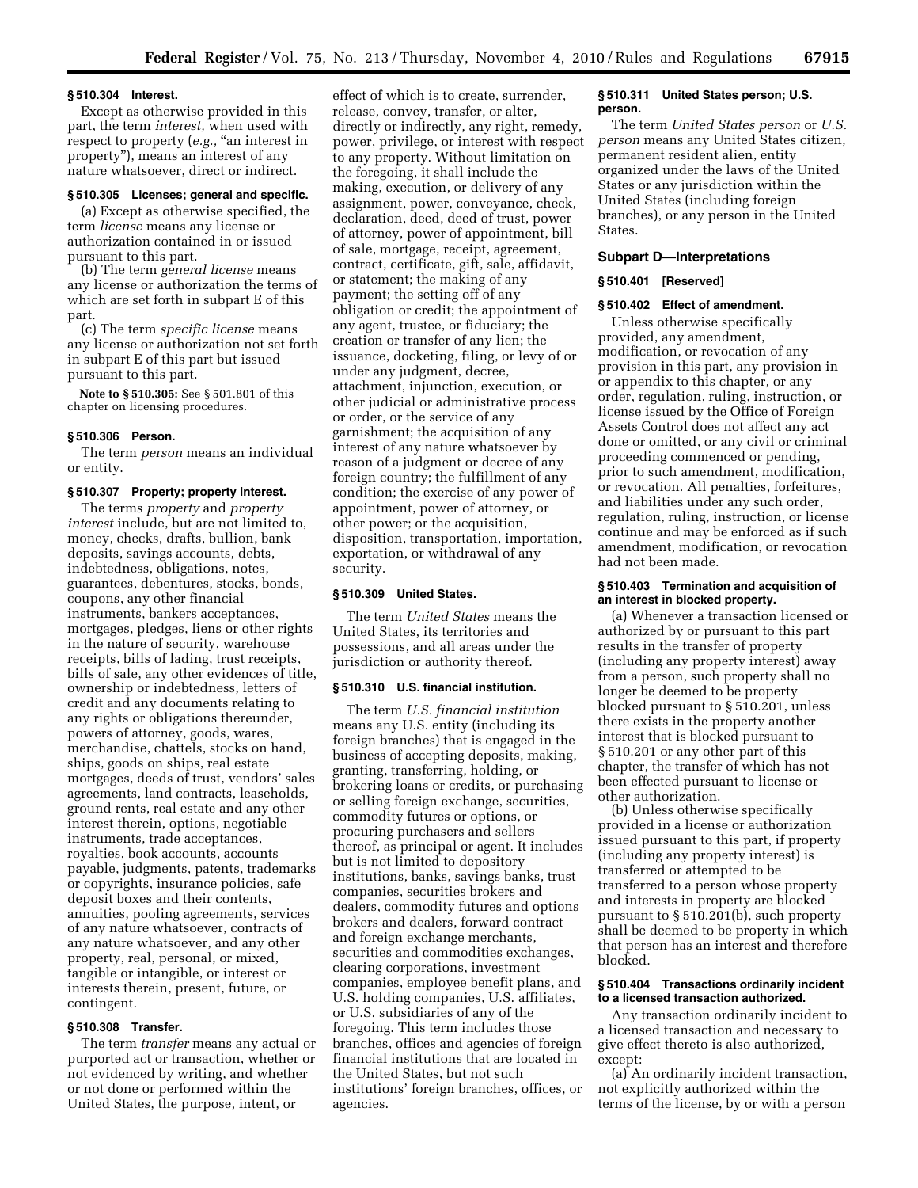### § 510.304 Interest.

Except as otherwise provided in this part, the term *interest,* when used with respect to property (*e.g.,* "an interest in property"), means an interest of any nature whatsoever, direct or indirect.

### § 510.305 Licenses; general and specific.

(a) Except as otherwise specified, the term *license* means any license or authorization contained in or issued pursuant to this part.

(b) The term *general license* means any license or authorization the terms of which are set forth in subpart E of this part.

(c) The term *specific license* means any license or authorization not set forth in subpart E of this part but issued pursuant to this part.

**Note to § 510.305:** See § 501.801 of this chapter on licensing procedures.

### § 510.306 Person.

The term *person* means an individual or entity.

### § 510.307 Property; property interest.

The terms *property* and *property interest* include, but are not limited to, money, checks, drafts, bullion, bank deposits, savings accounts, debts, indebtedness, obligations, notes, guarantees, debentures, stocks, bonds, coupons, any other financial instruments, bankers acceptances, mortgages, pledges, liens or other rights in the nature of security, warehouse receipts, bills of lading, trust receipts, bills of sale, any other evidences of title, ownership or indebtedness, letters of credit and any documents relating to any rights or obligations thereunder, powers of attorney, goods, wares, merchandise, chattels, stocks on hand, ships, goods on ships, real estate mortgages, deeds of trust, vendors' sales agreements, land contracts, leaseholds, ground rents, real estate and any other interest therein, options, negotiable instruments, trade acceptances, royalties, book accounts, accounts payable, judgments, patents, trademarks or copyrights, insurance policies, safe deposit boxes and their contents, annuities, pooling agreements, services of any nature whatsoever, contracts of any nature whatsoever, and any other property, real, personal, or mixed, tangible or intangible, or interest or interests therein, present, future, or contingent.

### § 510.308 Transfer.

The term *transfer* means any actual or purported act or transaction, whether or not evidenced by writing, and whether or not done or performed within the United States, the purpose, intent, or effect of which is to create, surrender, release, convey, transfer, or alter, directly or indirectly, any right, remedy, power, privilege, or interest with respect to any property. Without limitation on the foregoing, it shall include the making, execution, or delivery of any assignment, power, conveyance, check, declaration, deed, deed of trust, power of attorney, power of appointment, bill of sale, mortgage, receipt, agreement, contract, certificate, gift, sale, affidavit, or statement; the making of any payment; the setting off of any obligation or credit; the appointment of any agent, trustee, or fiduciary; the creation or transfer of any lien; the issuance, docketing, filing, or levy of or under any judgment, decree, attachment, injunction, execution, or other judicial or administrative process or order, or the service of any garnishment; the acquisition of any interest of any nature whatsoever by reason of a judgment or decree of any foreign country; the fulfillment of any condition; the exercise of any power of appointment, power of attorney, or other power; or the acquisition, disposition, transportation, importation, exportation, or withdrawal of any security.

### § 510.309 United States.

The term *United States* means the United States, its territories and possessions, and all areas under the jurisdiction or authority thereof.

### § 510.310 U.S. financial institution.

The term *U.S. financial institution* means any U.S. entity (including its foreign branches) that is engaged in the business of accepting deposits, making, granting, transferring, holding, or brokering loans or credits, or purchasing or selling foreign exchange, securities, commodity futures or options, or procuring purchasers and sellers thereof, as principal or agent. It includes but is not limited to depository institutions, banks, savings banks, trust companies, securities brokers and dealers, commodity futures and options brokers and dealers, forward contract and foreign exchange merchants, securities and commodities exchanges, clearing corporations, investment companies, employee benefit plans, and U.S. holding companies, U.S. affiliates, or U.S. subsidiaries of any of the foregoing. This term includes those branches, offices and agencies of foreign financial institutions that are located in the United States, but not such institutions' foreign branches, offices, or agencies.

### § 510.311 United States person; U.S. person.

The term *United States person* or *U.S. person* means any United States citizen, permanent resident alien, entity organized under the laws of the United States or any jurisdiction within the United States (including foreign branches), or any person in the United States.

## Subpart D—Interpretations

### § 510.401 [Reserved]

### § 510.402 Effect of amendment.

Unless otherwise specifically provided, any amendment, modification, or revocation of any provision in this part, any provision in or appendix to this chapter, or any order, regulation, ruling, instruction, or license issued by the Office of Foreign Assets Control does not affect any act done or omitted, or any civil or criminal proceeding commenced or pending, prior to such amendment, modification, or revocation. All penalties, forfeitures, and liabilities under any such order, regulation, ruling, instruction, or license continue and may be enforced as if such amendment, modification, or revocation had not been made.

### § 510.403 Termination and acquisition of an interest in blocked property.

(a) Whenever a transaction licensed or authorized by or pursuant to this part results in the transfer of property (including any property interest) away from a person, such property shall no longer be deemed to be property blocked pursuant to § 510.201, unless there exists in the property another interest that is blocked pursuant to § 510.201 or any other part of this chapter, the transfer of which has not been effected pursuant to license or other authorization.

(b) Unless otherwise specifically provided in a license or authorization issued pursuant to this part, if property (including any property interest) is transferred or attempted to be transferred to a person whose property and interests in property are blocked pursuant to § 510.201(b), such property shall be deemed to be property in which that person has an interest and therefore blocked.

### § 510.404 Transactions ordinarily incident to a licensed transaction authorized.

Any transaction ordinarily incident to a licensed transaction and necessary to give effect thereto is also authorized, except:

(a) An ordinarily incident transaction, not explicitly authorized within the terms of the license, by or with a person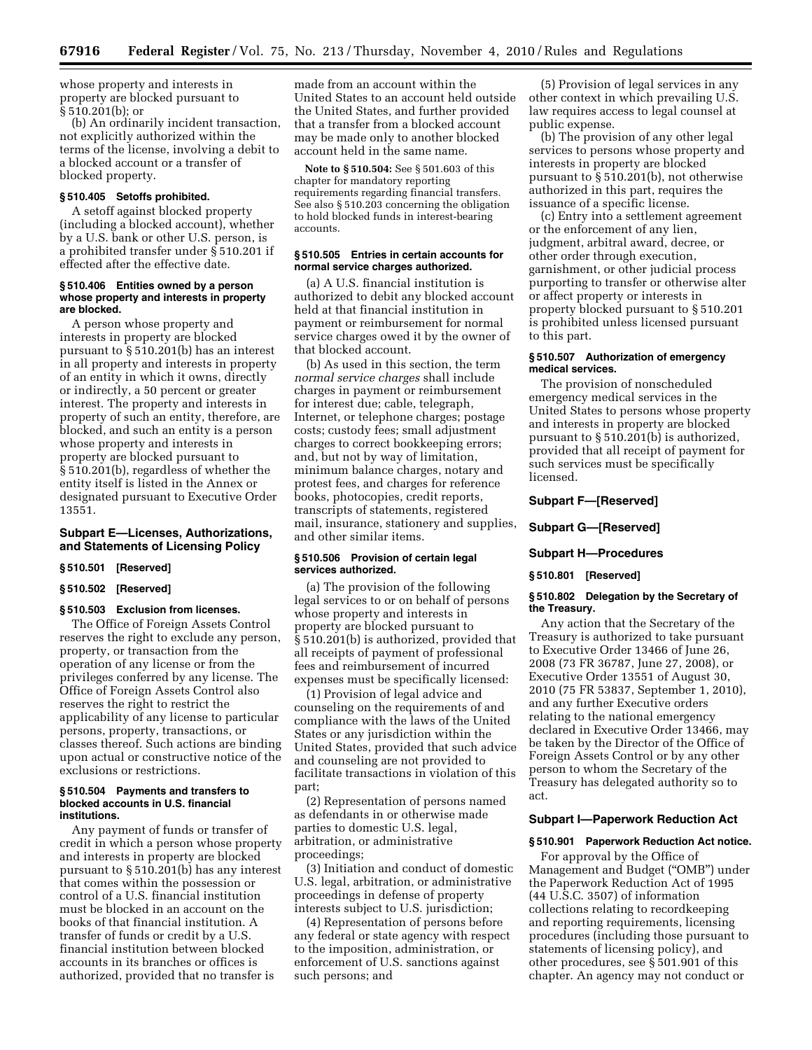whose property and interests in property are blocked pursuant to § 510.201(b); or

(b) An ordinarily incident transaction, not explicitly authorized within the terms of the license, involving a debit to a blocked account or a transfer of blocked property.

#### § 510.405 Setoffs prohibited.

A setoff against blocked property (including a blocked account), whether by a U.S. bank or other U.S. person, is a prohibited transfer under § 510.201 if effected after the effective date.

#### § 510.406 Entities owned by a person whose property and interests in property are blocked.

A person whose property and interests in property are blocked pursuant to § 510.201(b) has an interest in all property and interests in property of an entity in which it owns, directly or indirectly, a 50 percent or greater interest. The property and interests in property of such an entity, therefore, are blocked, and such an entity is a person whose property and interests in property are blocked pursuant to § 510.201(b), regardless of whether the entity itself is listed in the Annex or designated pursuant to Executive Order 13551.

### Subpart E—Licenses, Authorizations, and Statements of Licensing Policy

#### § 510.501 [Reserved]

#### § 510.502 [Reserved]

#### § 510.503 Exclusion from licenses.

The Office of Foreign Assets Control reserves the right to exclude any person, property, or transaction from the operation of any license or from the privileges conferred by any license. The Office of Foreign Assets Control also reserves the right to restrict the applicability of any license to particular persons, property, transactions, or classes thereof. Such actions are binding upon actual or constructive notice of the exclusions or restrictions.

#### § 510.504 Payments and transfers to blocked accounts in U.S. financial institutions.

Any payment of funds or transfer of credit in which a person whose property and interests in property are blocked pursuant to § 510.201(b) has any interest that comes within the possession or control of a U.S. financial institution must be blocked in an account on the books of that financial institution. A transfer of funds or credit by a U.S. financial institution between blocked accounts in its branches or offices is authorized, provided that no transfer is made from an account within the United States to an account held outside the United States, and further provided that a transfer from a blocked account may be made only to another blocked account held in the same name.

**Note to § 510.504:** See § 501.603 of this chapter for mandatory reporting requirements regarding financial transfers. See also § 510.203 concerning the obligation to hold blocked funds in interest-bearing accounts.

#### § 510.505 Entries in certain accounts for normal service charges authorized.

(a) A U.S. financial institution is authorized to debit any blocked account held at that financial institution in payment or reimbursement for normal service charges owed it by the owner of that blocked account.

(b) As used in this section, the term *normal service charges* shall include charges in payment or reimbursement for interest due; cable, telegraph, Internet, or telephone charges; postage costs; custody fees; small adjustment charges to correct bookkeeping errors; and, but not by way of limitation, minimum balance charges, notary and protest fees, and charges for reference books, photocopies, credit reports, transcripts of statements, registered mail, insurance, stationery and supplies, and other similar items.

#### § 510.506 Provision of certain legal services authorized.

(a) The provision of the following legal services to or on behalf of persons whose property and interests in property are blocked pursuant to § 510.201(b) is authorized, provided that all receipts of payment of professional fees and reimbursement of incurred expenses must be specifically licensed:

(1) Provision of legal advice and counseling on the requirements of and compliance with the laws of the United States or any jurisdiction within the United States, provided that such advice and counseling are not provided to facilitate transactions in violation of this part;

(2) Representation of persons named as defendants in or otherwise made parties to domestic U.S. legal, arbitration, or administrative proceedings;

(3) Initiation and conduct of domestic U.S. legal, arbitration, or administrative proceedings in defense of property interests subject to U.S. jurisdiction;

(4) Representation of persons before any federal or state agency with respect to the imposition, administration, or enforcement of U.S. sanctions against such persons; and

(5) Provision of legal services in any other context in which prevailing U.S. law requires access to legal counsel at public expense.

(b) The provision of any other legal services to persons whose property and interests in property are blocked pursuant to § 510.201(b), not otherwise authorized in this part, requires the issuance of a specific license.

(c) Entry into a settlement agreement or the enforcement of any lien, judgment, arbitral award, decree, or other order through execution, garnishment, or other judicial process purporting to transfer or otherwise alter or affect property or interests in property blocked pursuant to § 510.201 is prohibited unless licensed pursuant to this part.

#### § 510.507 Authorization of emergency medical services.

The provision of nonscheduled emergency medical services in the United States to persons whose property and interests in property are blocked pursuant to § 510.201(b) is authorized, provided that all receipt of payment for such services must be specifically licensed.

### Subpart F—[Reserved]

### Subpart G—[Reserved]

### Subpart H—Procedures

#### § 510.801 [Reserved]

#### § 510.802 Delegation by the Secretary of the Treasury.

Any action that the Secretary of the Treasury is authorized to take pursuant to Executive Order 13466 of June 26, 2008 (73 FR 36787, June 27, 2008), or Executive Order 13551 of August 30, 2010 (75 FR 53837, September 1, 2010), and any further Executive orders relating to the national emergency declared in Executive Order 13466, may be taken by the Director of the Office of Foreign Assets Control or by any other person to whom the Secretary of the Treasury has delegated authority so to act.

### Subpart I—Paperwork Reduction Act

#### § 510.901 Paperwork Reduction Act notice.

For approval by the Office of Management and Budget ("OMB") under the Paperwork Reduction Act of 1995 (44 U.S.C. 3507) of information collections relating to recordkeeping and reporting requirements, licensing procedures (including those pursuant to statements of licensing policy), and other procedures, see § 501.901 of this chapter. An agency may not conduct or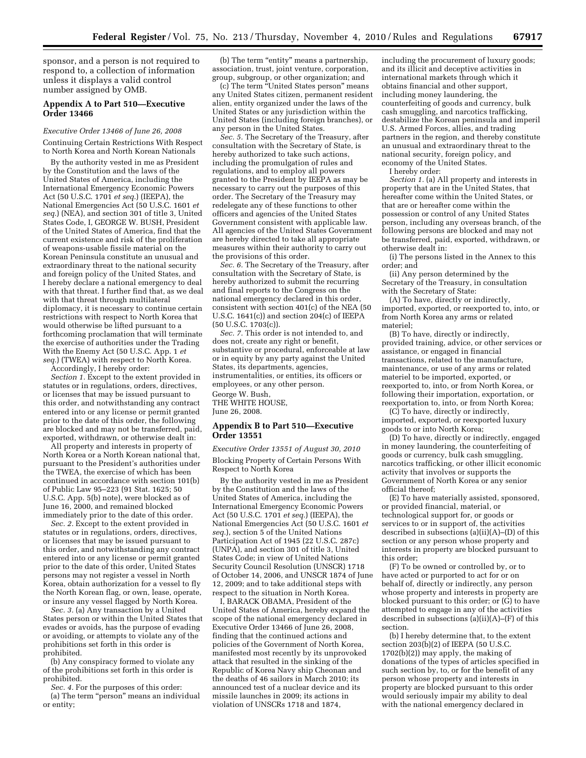sponsor, and a person is not required to respond to, a collection of information unless it displays a valid control number assigned by OMB.

## Appendix A to Part 510—Executive Order 13466

*Executive Order 13466 of June 26, 2008*

Continuing Certain Restrictions With Respect to North Korea and North Korean Nationals

By the authority vested in me as President by the Constitution and the laws of the United States of America, including the International Emergency Economic Powers Act (50 U.S.C. 1701 *et seq.*) (IEEPA), the National Emergencies Act (50 U.S.C. 1601 *et seq.*) (NEA), and section 301 of title 3, United States Code, I, GEORGE W. BUSH, President of the United States of America, find that the current existence and risk of the proliferation of weapons-usable fissile material on the Korean Peninsula constitute an unusual and extraordinary threat to the national security and foreign policy of the United States, and I hereby declare a national emergency to deal with that threat. I further find that, as we deal with that threat through multilateral diplomacy, it is necessary to continue certain restrictions with respect to North Korea that would otherwise be lifted pursuant to a forthcoming proclamation that will terminate the exercise of authorities under the Trading With the Enemy Act (50 U.S.C. App. 1 *et seq.*) (TWEA) with respect to North Korea.

Accordingly, I hereby order:

*Section 1.* Except to the extent provided in statutes or in regulations, orders, directives, or licenses that may be issued pursuant to this order, and notwithstanding any contract entered into or any license or permit granted prior to the date of this order, the following are blocked and may not be transferred, paid, exported, withdrawn, or otherwise dealt in:

All property and interests in property of North Korea or a North Korean national that, pursuant to the President's authorities under the TWEA, the exercise of which has been continued in accordance with section 101(b) of Public Law 95–223 (91 Stat. 1625; 50 U.S.C. App. 5(b) note), were blocked as of June 16, 2000, and remained blocked immediately prior to the date of this order.

*Sec. 2.* Except to the extent provided in statutes or in regulations, orders, directives, or licenses that may be issued pursuant to this order, and notwithstanding any contract entered into or any license or permit granted prior to the date of this order, United States persons may not register a vessel in North Korea, obtain authorization for a vessel to fly the North Korean flag, or own, lease, operate, or insure any vessel flagged by North Korea.

*Sec. 3.* (a) Any transaction by a United States person or within the United States that evades or avoids, has the purpose of evading or avoiding, or attempts to violate any of the prohibitions set forth in this order is prohibited.

(b) Any conspiracy formed to violate any of the prohibitions set forth in this order is prohibited.

*Sec. 4.* For the purposes of this order:

(a) The term "person" means an individual or entity;

(b) The term "entity" means a partnership, association, trust, joint venture, corporation, group, subgroup, or other organization; and

(c) The term "United States person" means any United States citizen, permanent resident alien, entity organized under the laws of the United States or any jurisdiction within the United States (including foreign branches), or any person in the United States.

*Sec. 5.* The Secretary of the Treasury, after consultation with the Secretary of State, is hereby authorized to take such actions, including the promulgation of rules and regulations, and to employ all powers granted to the President by IEEPA as may be necessary to carry out the purposes of this order. The Secretary of the Treasury may redelegate any of these functions to other officers and agencies of the United States Government consistent with applicable law. All agencies of the United States Government are hereby directed to take all appropriate measures within their authority to carry out the provisions of this order.

*Sec. 6.* The Secretary of the Treasury, after consultation with the Secretary of State, is hereby authorized to submit the recurring and final reports to the Congress on the national emergency declared in this order, consistent with section 401(c) of the NEA (50 U.S.C. 1641(c)) and section 204(c) of IEEPA (50 U.S.C. 1703(c)).

*Sec. 7.* This order is not intended to, and does not, create any right or benefit, substantive or procedural, enforceable at law or in equity by any party against the United States, its departments, agencies, instrumentalities, or entities, its officers or employees, or any other person.

George W. Bush,
THE WHITE HOUSE,
June 26, 2008.

## Appendix B to Part 510—Executive Order 13551

*Executive Order 13551 of August 30, 2010*

Blocking Property of Certain Persons With Respect to North Korea

By the authority vested in me as President by the Constitution and the laws of the United States of America, including the International Emergency Economic Powers Act (50 U.S.C. 1701 *et seq.*) (IEEPA), the National Emergencies Act (50 U.S.C. 1601 *et seq.*), section 5 of the United Nations Participation Act of 1945 (22 U.S.C. 287c) (UNPA), and section 301 of title 3, United States Code; in view of United Nations Security Council Resolution (UNSCR) 1718 of October 14, 2006, and UNSCR 1874 of June 12, 2009; and to take additional steps with respect to the situation in North Korea.

I, BARACK OBAMA, President of the United States of America, hereby expand the scope of the national emergency declared in Executive Order 13466 of June 26, 2008, finding that the continued actions and policies of the Government of North Korea, manifested most recently by its unprovoked attack that resulted in the sinking of the Republic of Korea Navy ship Cheonan and the deaths of 46 sailors in March 2010; its announced test of a nuclear device and its missile launches in 2009; its actions in violation of UNSCRs 1718 and 1874, including the procurement of luxury goods; and its illicit and deceptive activities in international markets through which it obtains financial and other support, including money laundering, the counterfeiting of goods and currency, bulk cash smuggling, and narcotics trafficking, destabilize the Korean peninsula and imperil U.S. Armed Forces, allies, and trading partners in the region, and thereby constitute an unusual and extraordinary threat to the national security, foreign policy, and economy of the United States.

I hereby order:

*Section 1.* (a) All property and interests in property that are in the United States, that hereafter come within the United States, or that are or hereafter come within the possession or control of any United States person, including any overseas branch, of the following persons are blocked and may not be transferred, paid, exported, withdrawn, or otherwise dealt in:

(i) The persons listed in the Annex to this order; and

(ii) Any person determined by the Secretary of the Treasury, in consultation with the Secretary of State:

(A) To have, directly or indirectly, imported, exported, or reexported to, into, or from North Korea any arms or related materiel;

(B) To have, directly or indirectly, provided training, advice, or other services or assistance, or engaged in financial transactions, related to the manufacture, maintenance, or use of any arms or related materiel to be imported, exported, or reexported to, into, or from North Korea, or following their importation, exportation, or reexportation to, into, or from North Korea;

(C) To have, directly or indirectly, imported, exported, or reexported luxury goods to or into North Korea;

(D) To have, directly or indirectly, engaged in money laundering, the counterfeiting of goods or currency, bulk cash smuggling, narcotics trafficking, or other illicit economic activity that involves or supports the Government of North Korea or any senior official thereof;

(E) To have materially assisted, sponsored, or provided financial, material, or technological support for, or goods or services to or in support of, the activities described in subsections (a)(ii)(A)–(D) of this section or any person whose property and interests in property are blocked pursuant to this order;

(F) To be owned or controlled by, or to have acted or purported to act for or on behalf of, directly or indirectly, any person whose property and interests in property are blocked pursuant to this order; or (G) to have attempted to engage in any of the activities described in subsections (a)(ii)(A)–(F) of this section.

(b) I hereby determine that, to the extent section 203(b)(2) of IEEPA (50 U.S.C. 1702(b)(2)) may apply, the making of donations of the types of articles specified in such section by, to, or for the benefit of any person whose property and interests in property are blocked pursuant to this order would seriously impair my ability to deal with the national emergency declared in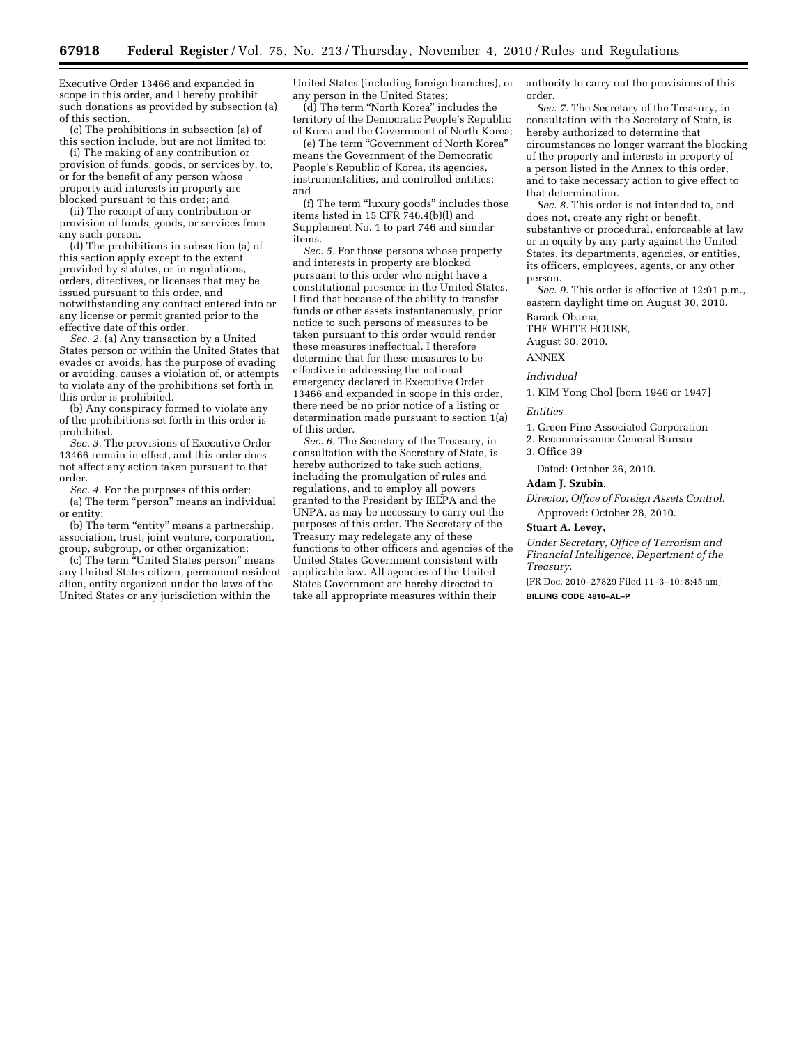Executive Order 13466 and expanded in scope in this order, and I hereby prohibit such donations as provided by subsection (a) of this section.

(c) The prohibitions in subsection (a) of this section include, but are not limited to:

(i) The making of any contribution or provision of funds, goods, or services by, to, or for the benefit of any person whose property and interests in property are blocked pursuant to this order; and

(ii) The receipt of any contribution or provision of funds, goods, or services from any such person.

(d) The prohibitions in subsection (a) of this section apply except to the extent provided by statutes, or in regulations, orders, directives, or licenses that may be issued pursuant to this order, and notwithstanding any contract entered into or any license or permit granted prior to the effective date of this order.

*Sec. 2.* (a) Any transaction by a United States person or within the United States that evades or avoids, has the purpose of evading or avoiding, causes a violation of, or attempts to violate any of the prohibitions set forth in this order is prohibited.

(b) Any conspiracy formed to violate any of the prohibitions set forth in this order is prohibited.

*Sec. 3.* The provisions of Executive Order 13466 remain in effect, and this order does not affect any action taken pursuant to that order.

*Sec. 4.* For the purposes of this order:

(a) The term "person" means an individual or entity;

(b) The term "entity" means a partnership, association, trust, joint venture, corporation, group, subgroup, or other organization;

(c) The term "United States person" means any United States citizen, permanent resident alien, entity organized under the laws of the United States or any jurisdiction within the United States (including foreign branches), or any person in the United States;

(d) The term "North Korea" includes the territory of the Democratic People's Republic of Korea and the Government of North Korea;

(e) The term "Government of North Korea" means the Government of the Democratic People's Republic of Korea, its agencies, instrumentalities, and controlled entities; and

(f) The term "luxury goods" includes those items listed in 15 CFR 746.4(b)(l) and Supplement No. 1 to part 746 and similar items.

*Sec. 5.* For those persons whose property and interests in property are blocked pursuant to this order who might have a constitutional presence in the United States, I find that because of the ability to transfer funds or other assets instantaneously, prior notice to such persons of measures to be taken pursuant to this order would render these measures ineffectual. I therefore determine that for these measures to be effective in addressing the national emergency declared in Executive Order 13466 and expanded in scope in this order, there need be no prior notice of a listing or determination made pursuant to section 1(a) of this order.

*Sec. 6.* The Secretary of the Treasury, in consultation with the Secretary of State, is hereby authorized to take such actions, including the promulgation of rules and regulations, and to employ all powers granted to the President by IEEPA and the UNPA, as may be necessary to carry out the purposes of this order. The Secretary of the Treasury may redelegate any of these functions to other officers and agencies of the United States Government consistent with applicable law. All agencies of the United States Government are hereby directed to take all appropriate measures within their authority to carry out the provisions of this order.

*Sec. 7.* The Secretary of the Treasury, in consultation with the Secretary of State, is hereby authorized to determine that circumstances no longer warrant the blocking of the property and interests in property of a person listed in the Annex to this order, and to take necessary action to give effect to that determination.

*Sec. 8.* This order is not intended to, and does not, create any right or benefit, substantive or procedural, enforceable at law or in equity by any party against the United States, its departments, agencies, or entities, its officers, employees, agents, or any other person.

*Sec. 9.* This order is effective at 12:01 p.m., eastern daylight time on August 30, 2010.

Barack Obama,

THE WHITE HOUSE,

August 30, 2010.

ANNEX

*Individual*

1. KIM Yong Chol [born 1946 or 1947]

*Entities*

1. Green Pine Associated Corporation
2. Reconnaissance General Bureau
3. Office 39

Dated: October 26, 2010.

**Adam J. Szubin,**

*Director, Office of Foreign Assets Control.*

Approved: October 28, 2010.

**Stuart A. Levey,**

*Under Secretary, Office of Terrorism and Financial Intelligence, Department of the Treasury.*

[FR Doc. 2010–27829 Filed 11–3–10; 8:45 am]

**BILLING CODE 4810–AL–P**